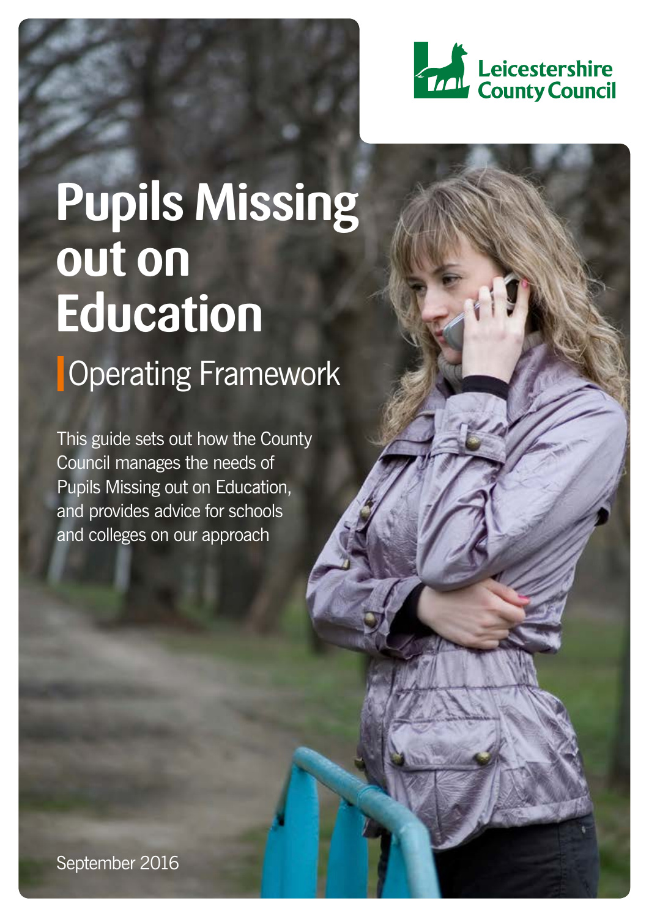Leicestershire County Council

# Pupils Missing out on Education

## Operating Framework

This guide sets out how the County Council manages the needs of Pupils Missing out on Education, and provides advice for schools and colleges on our approach

September 2016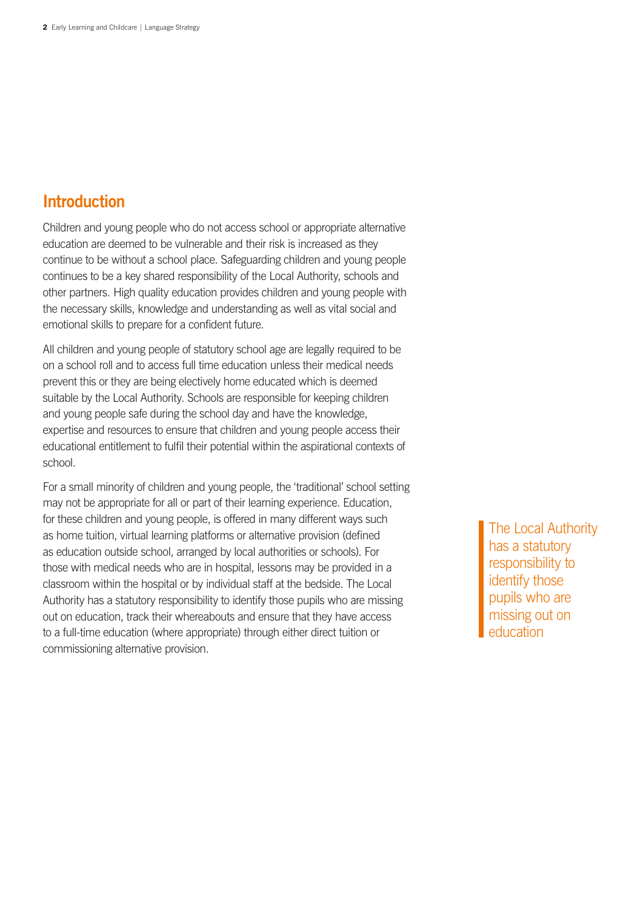## Introduction

Children and young people who do not access school or appropriate alternative education are deemed to be vulnerable and their risk is increased as they continue to be without a school place. Safeguarding children and young people continues to be a key shared responsibility of the Local Authority, schools and other partners. High quality education provides children and young people with the necessary skills, knowledge and understanding as well as vital social and emotional skills to prepare for a confident future.

All children and young people of statutory school age are legally required to be on a school roll and to access full time education unless their medical needs prevent this or they are being electively home educated which is deemed suitable by the Local Authority. Schools are responsible for keeping children and young people safe during the school day and have the knowledge, expertise and resources to ensure that children and young people access their educational entitlement to fulfil their potential within the aspirational contexts of school.

For a small minority of children and young people, the 'traditional' school setting may not be appropriate for all or part of their learning experience. Education, for these children and young people, is offered in many different ways such as home tuition, virtual learning platforms or alternative provision (defined as education outside school, arranged by local authorities or schools). For those with medical needs who are in hospital, lessons may be provided in a classroom within the hospital or by individual staff at the bedside. The Local Authority has a statutory responsibility to identify those pupils who are missing out on education, track their whereabouts and ensure that they have access to a full-time education (where appropriate) through either direct tuition or commissioning alternative provision.

> The Local Authority has a statutory responsibility to identify those pupils who are missing out on education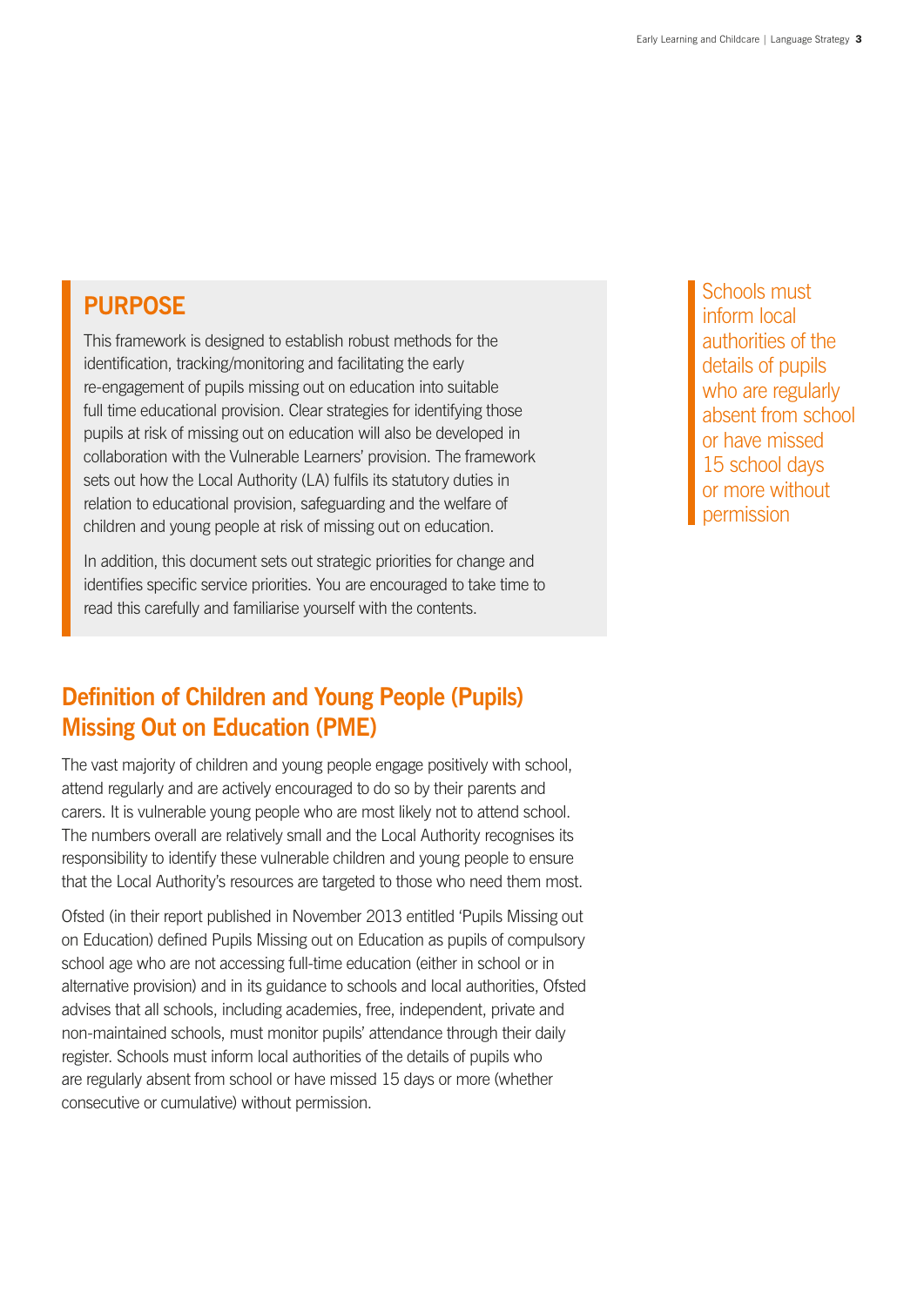## PURPOSE

This framework is designed to establish robust methods for the identification, tracking/monitoring and facilitating the early re-engagement of pupils missing out on education into suitable full time educational provision. Clear strategies for identifying those pupils at risk of missing out on education will also be developed in collaboration with the Vulnerable Learners' provision. The framework sets out how the Local Authority (LA) fulfils its statutory duties in relation to educational provision, safeguarding and the welfare of children and young people at risk of missing out on education.

In addition, this document sets out strategic priorities for change and identifies specific service priorities. You are encouraged to take time to read this carefully and familiarise yourself with the contents.

> Schools must inform local authorities of the details of pupils who are regularly absent from school or have missed 15 school days or more without permission

## Definition of Children and Young People (Pupils) Missing Out on Education (PME)

The vast majority of children and young people engage positively with school, attend regularly and are actively encouraged to do so by their parents and carers. It is vulnerable young people who are most likely not to attend school. The numbers overall are relatively small and the Local Authority recognises its responsibility to identify these vulnerable children and young people to ensure that the Local Authority's resources are targeted to those who need them most.

Ofsted (in their report published in November 2013 entitled 'Pupils Missing out on Education) defined Pupils Missing out on Education as pupils of compulsory school age who are not accessing full-time education (either in school or in alternative provision) and in its guidance to schools and local authorities, Ofsted advises that all schools, including academies, free, independent, private and non-maintained schools, must monitor pupils' attendance through their daily register. Schools must inform local authorities of the details of pupils who are regularly absent from school or have missed 15 days or more (whether consecutive or cumulative) without permission.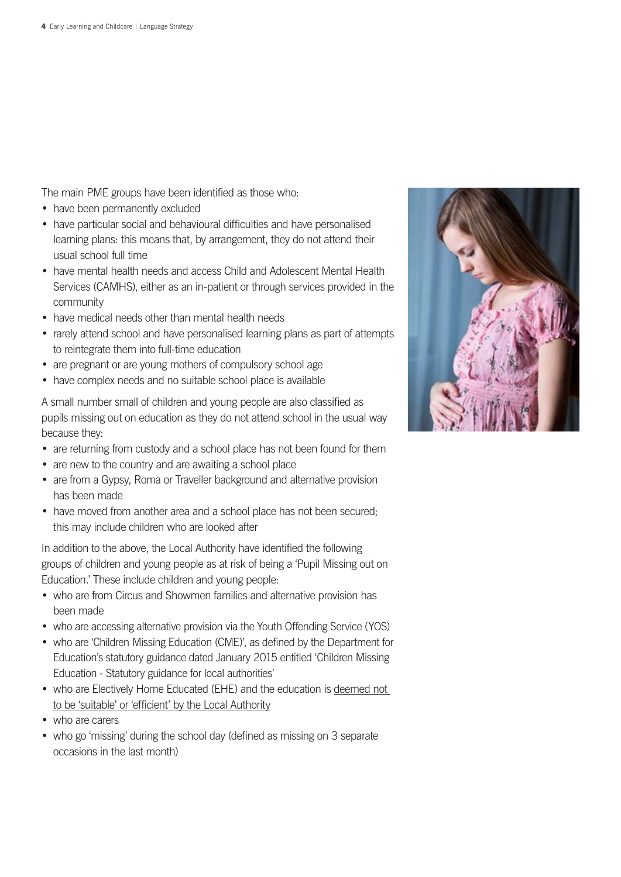The main PME groups have been identified as those who:

- have been permanently excluded
- have particular social and behavioural difficulties and have personalised learning plans: this means that, by arrangement, they do not attend their usual school full time
- have mental health needs and access Child and Adolescent Mental Health Services (CAMHS), either as an in-patient or through services provided in the community
- have medical needs other than mental health needs
- rarely attend school and have personalised learning plans as part of attempts to reintegrate them into full-time education
- are pregnant or are young mothers of compulsory school age
- have complex needs and no suitable school place is available

A small number small of children and young people are also classified as pupils missing out on education as they do not attend school in the usual way because they:

- are returning from custody and a school place has not been found for them
- are new to the country and are awaiting a school place
- are from a Gypsy, Roma or Traveller background and alternative provision has been made
- have moved from another area and a school place has not been secured; this may include children who are looked after

In addition to the above, the Local Authority have identified the following groups of children and young people as at risk of being a 'Pupil Missing out on Education.' These include children and young people:

- who are from Circus and Showmen families and alternative provision has been made
- who are accessing alternative provision via the Youth Offending Service (YOS)
- who are 'Children Missing Education (CME)', as defined by the Department for Education's statutory guidance dated January 2015 entitled 'Children Missing Education - Statutory guidance for local authorities'
- who are Electively Home Educated (EHE) and the education is deemed not to be 'suitable' or 'efficient' by the Local Authority
- who are carers
- who go 'missing' during the school day (defined as missing on 3 separate occasions in the last month)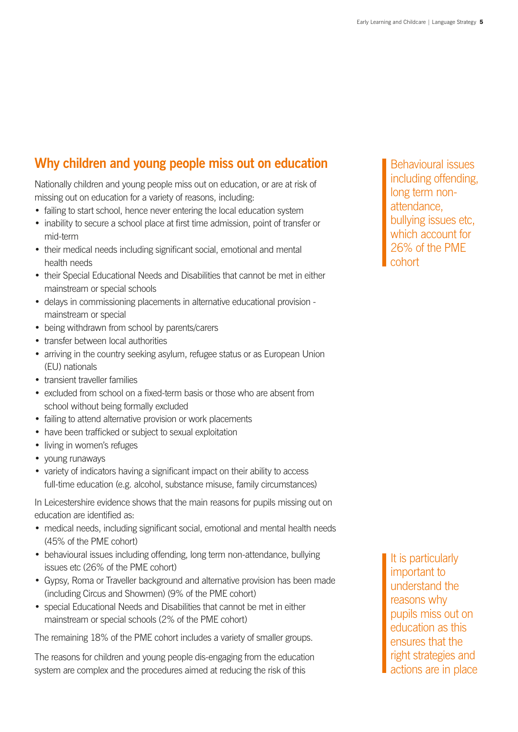## Why children and young people miss out on education

Nationally children and young people miss out on education, or are at risk of missing out on education for a variety of reasons, including:

- failing to start school, hence never entering the local education system
- inability to secure a school place at first time admission, point of transfer or mid-term
- their medical needs including significant social, emotional and mental health needs
- their Special Educational Needs and Disabilities that cannot be met in either mainstream or special schools
- delays in commissioning placements in alternative educational provision - mainstream or special
- being withdrawn from school by parents/carers
- transfer between local authorities
- arriving in the country seeking asylum, refugee status or as European Union (EU) nationals
- transient traveller families
- excluded from school on a fixed-term basis or those who are absent from school without being formally excluded
- failing to attend alternative provision or work placements
- have been trafficked or subject to sexual exploitation
- living in women's refuges
- young runaways
- variety of indicators having a significant impact on their ability to access full-time education (e.g. alcohol, substance misuse, family circumstances)

In Leicestershire evidence shows that the main reasons for pupils missing out on education are identified as:

- medical needs, including significant social, emotional and mental health needs (45% of the PME cohort)
- behavioural issues including offending, long term non-attendance, bullying issues etc (26% of the PME cohort)
- Gypsy, Roma or Traveller background and alternative provision has been made (including Circus and Showmen) (9% of the PME cohort)
- special Educational Needs and Disabilities that cannot be met in either mainstream or special schools (2% of the PME cohort)

The remaining 18% of the PME cohort includes a variety of smaller groups.

The reasons for children and young people dis-engaging from the education system are complex and the procedures aimed at reducing the risk of this

> Behavioural issues including offending, long term non-attendance, bullying issues etc, which account for 26% of the PME cohort

> It is particularly important to understand the reasons why pupils miss out on education as this ensures that the right strategies and actions are in place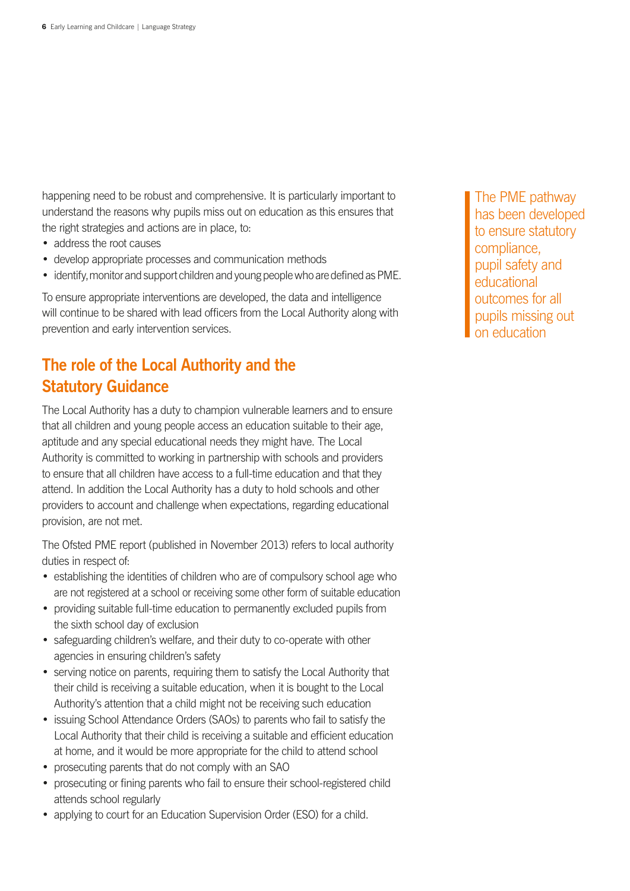happening need to be robust and comprehensive. It is particularly important to understand the reasons why pupils miss out on education as this ensures that the right strategies and actions are in place, to:

- address the root causes
- develop appropriate processes and communication methods
- identify, monitor and support children and young people who are defined as PME.

To ensure appropriate interventions are developed, the data and intelligence will continue to be shared with lead officers from the Local Authority along with prevention and early intervention services.

> The PME pathway has been developed to ensure statutory compliance, pupil safety and educational outcomes for all pupils missing out on education

## The role of the Local Authority and the Statutory Guidance

The Local Authority has a duty to champion vulnerable learners and to ensure that all children and young people access an education suitable to their age, aptitude and any special educational needs they might have. The Local Authority is committed to working in partnership with schools and providers to ensure that all children have access to a full-time education and that they attend. In addition the Local Authority has a duty to hold schools and other providers to account and challenge when expectations, regarding educational provision, are not met.

The Ofsted PME report (published in November 2013) refers to local authority duties in respect of:

- establishing the identities of children who are of compulsory school age who are not registered at a school or receiving some other form of suitable education
- providing suitable full-time education to permanently excluded pupils from the sixth school day of exclusion
- safeguarding children's welfare, and their duty to co-operate with other agencies in ensuring children's safety
- serving notice on parents, requiring them to satisfy the Local Authority that their child is receiving a suitable education, when it is bought to the Local Authority's attention that a child might not be receiving such education
- issuing School Attendance Orders (SAOs) to parents who fail to satisfy the Local Authority that their child is receiving a suitable and efficient education at home, and it would be more appropriate for the child to attend school
- prosecuting parents that do not comply with an SAO
- prosecuting or fining parents who fail to ensure their school-registered child attends school regularly
- applying to court for an Education Supervision Order (ESO) for a child.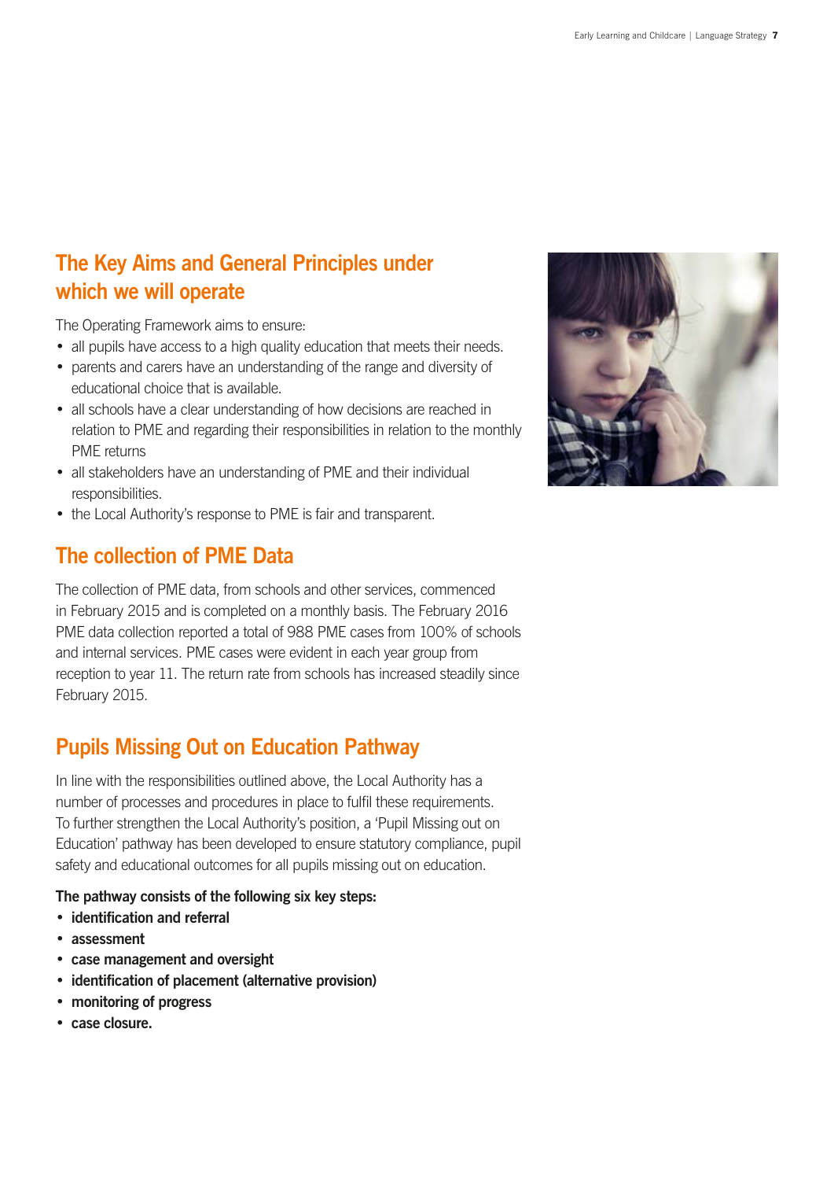## The Key Aims and General Principles under which we will operate

The Operating Framework aims to ensure:

- all pupils have access to a high quality education that meets their needs.
- parents and carers have an understanding of the range and diversity of educational choice that is available.
- all schools have a clear understanding of how decisions are reached in relation to PME and regarding their responsibilities in relation to the monthly PME returns
- all stakeholders have an understanding of PME and their individual responsibilities.
- the Local Authority's response to PME is fair and transparent.

## The collection of PME Data

The collection of PME data, from schools and other services, commenced in February 2015 and is completed on a monthly basis. The February 2016 PME data collection reported a total of 988 PME cases from 100% of schools and internal services. PME cases were evident in each year group from reception to year 11. The return rate from schools has increased steadily since February 2015.

## Pupils Missing Out on Education Pathway

In line with the responsibilities outlined above, the Local Authority has a number of processes and procedures in place to fulfil these requirements. To further strengthen the Local Authority's position, a 'Pupil Missing out on Education' pathway has been developed to ensure statutory compliance, pupil safety and educational outcomes for all pupils missing out on education.

**The pathway consists of the following six key steps:**

- **identification and referral**
- **assessment**
- **case management and oversight**
- **identification of placement (alternative provision)**
- **monitoring of progress**
- **case closure.**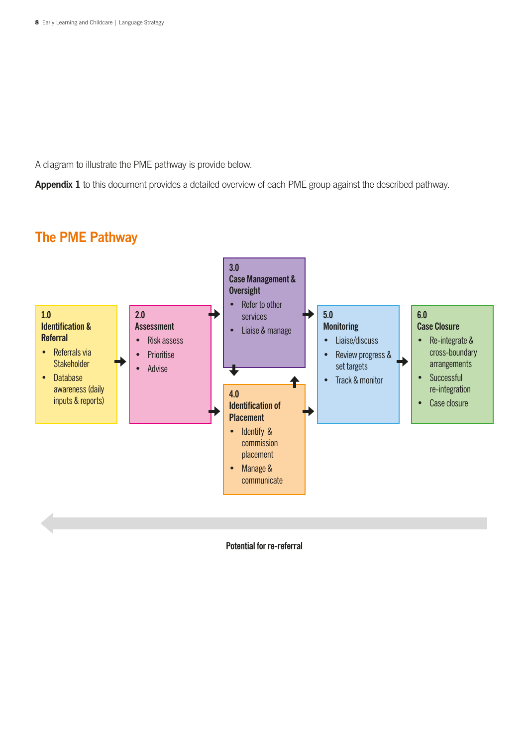A diagram to illustrate the PME pathway is provide below.

**Appendix 1** to this document provides a detailed overview of each PME group against the described pathway.

## The PME Pathway

**1.0 Identification & Referral**

- Referrals via Stakeholder
- Database awareness (daily inputs & reports)

**2.0 Assessment**

- Risk assess
- Prioritise
- Advise

**3.0 Case Management & Oversight**

- Refer to other services
- Liaise & manage

**4.0 Identification of Placement**

- Identify & commission placement
- Manage & communicate

**5.0 Monitoring**

- Liaise/discuss
- Review progress & set targets
- Track & monitor

**6.0 Case Closure**

- Re-integrate & cross-boundary arrangements
- Successful re-integration
- Case closure

**Potential for re-referral**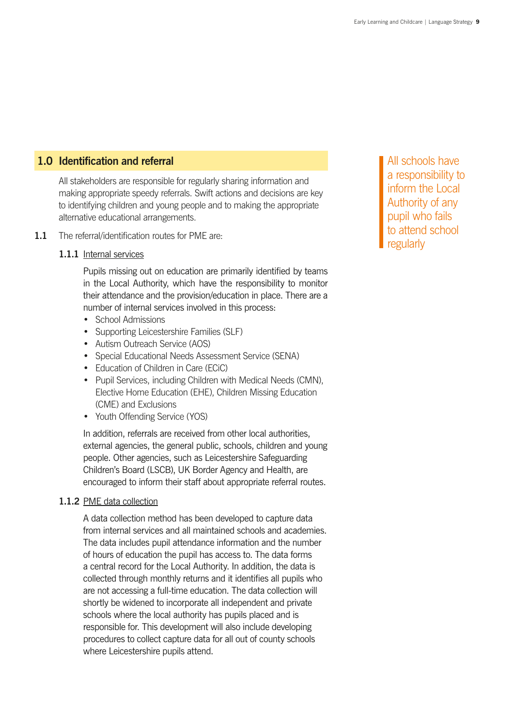## 1.0 Identification and referral

All stakeholders are responsible for regularly sharing information and making appropriate speedy referrals. Swift actions and decisions are key to identifying children and young people and to making the appropriate alternative educational arrangements.

**1.1** The referral/identification routes for PME are:

**1.1.1** Internal services

Pupils missing out on education are primarily identified by teams in the Local Authority, which have the responsibility to monitor their attendance and the provision/education in place. There are a number of internal services involved in this process:

- School Admissions
- Supporting Leicestershire Families (SLF)
- Autism Outreach Service (AOS)
- Special Educational Needs Assessment Service (SENA)
- Education of Children in Care (ECiC)
- Pupil Services, including Children with Medical Needs (CMN), Elective Home Education (EHE), Children Missing Education (CME) and Exclusions
- Youth Offending Service (YOS)

In addition, referrals are received from other local authorities, external agencies, the general public, schools, children and young people. Other agencies, such as Leicestershire Safeguarding Children's Board (LSCB), UK Border Agency and Health, are encouraged to inform their staff about appropriate referral routes.

**1.1.2** PME data collection

A data collection method has been developed to capture data from internal services and all maintained schools and academies. The data includes pupil attendance information and the number of hours of education the pupil has access to. The data forms a central record for the Local Authority. In addition, the data is collected through monthly returns and it identifies all pupils who are not accessing a full-time education. The data collection will shortly be widened to incorporate all independent and private schools where the local authority has pupils placed and is responsible for. This development will also include developing procedures to collect capture data for all out of county schools where Leicestershire pupils attend.

All schools have a responsibility to inform the Local Authority of any pupil who fails to attend school regularly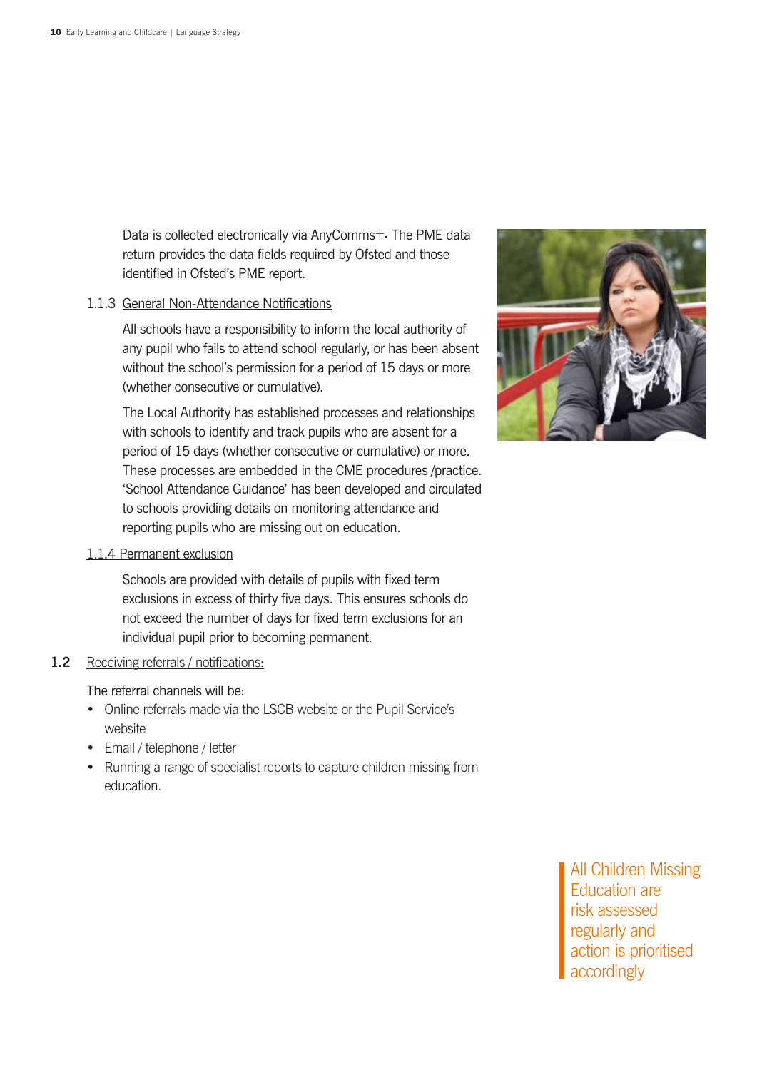Data is collected electronically via AnyComms+. The PME data return provides the data fields required by Ofsted and those identified in Ofsted's PME report.

1.1.3 General Non-Attendance Notifications

All schools have a responsibility to inform the local authority of any pupil who fails to attend school regularly, or has been absent without the school's permission for a period of 15 days or more (whether consecutive or cumulative).

The Local Authority has established processes and relationships with schools to identify and track pupils who are absent for a period of 15 days (whether consecutive or cumulative) or more. These processes are embedded in the CME procedures /practice. 'School Attendance Guidance' has been developed and circulated to schools providing details on monitoring attendance and reporting pupils who are missing out on education.

1.1.4 Permanent exclusion

Schools are provided with details of pupils with fixed term exclusions in excess of thirty five days. This ensures schools do not exceed the number of days for fixed term exclusions for an individual pupil prior to becoming permanent.

## 1.2 Receiving referrals / notifications:

The referral channels will be:

- Online referrals made via the LSCB website or the Pupil Service's website
- Email / telephone / letter
- Running a range of specialist reports to capture children missing from education.

All Children Missing Education are risk assessed regularly and action is prioritised accordingly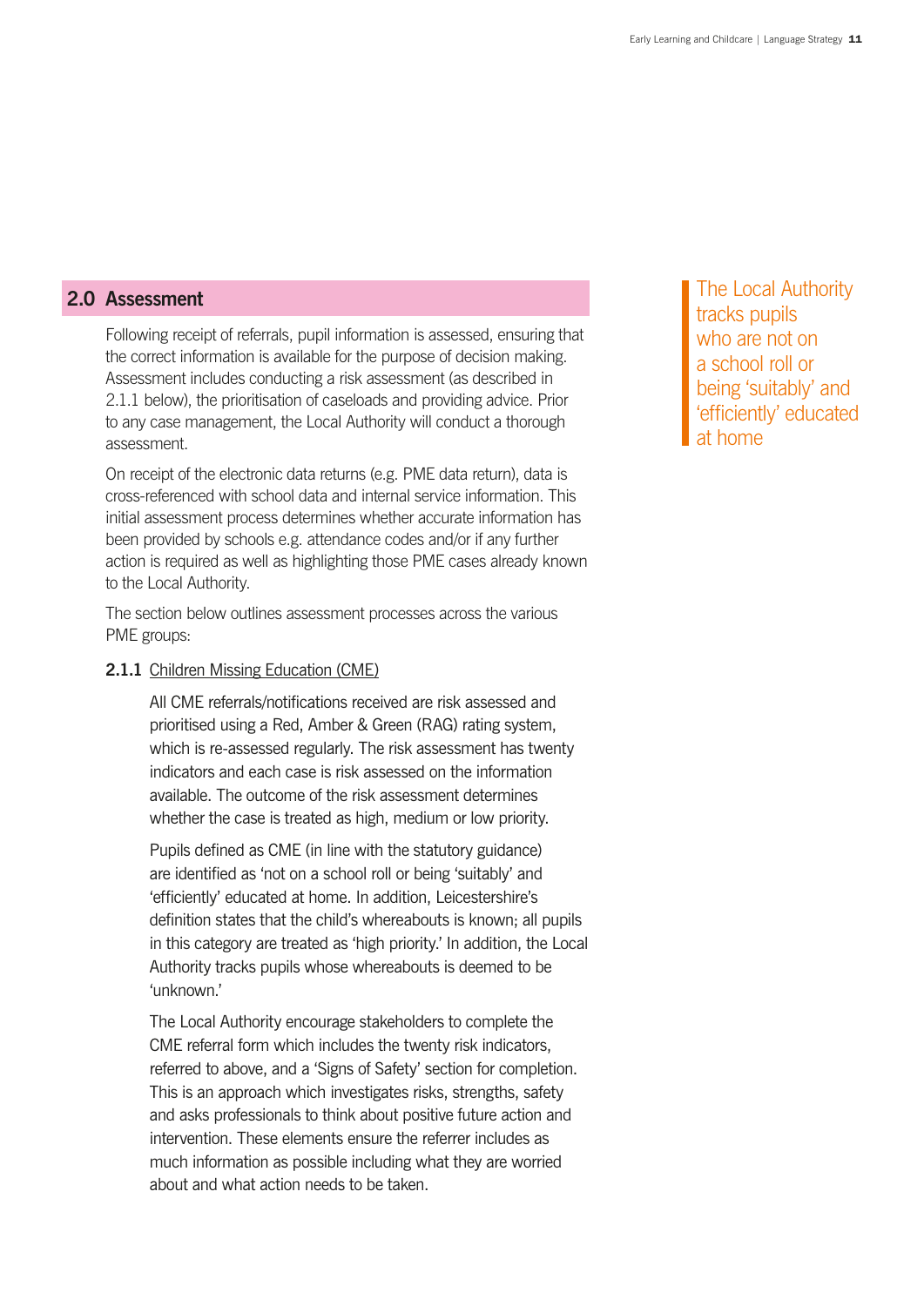## 2.0 Assessment

Following receipt of referrals, pupil information is assessed, ensuring that the correct information is available for the purpose of decision making. Assessment includes conducting a risk assessment (as described in 2.1.1 below), the prioritisation of caseloads and providing advice. Prior to any case management, the Local Authority will conduct a thorough assessment.

On receipt of the electronic data returns (e.g. PME data return), data is cross-referenced with school data and internal service information. This initial assessment process determines whether accurate information has been provided by schools e.g. attendance codes and/or if any further action is required as well as highlighting those PME cases already known to the Local Authority.

The section below outlines assessment processes across the various PME groups:

### 2.1.1 Children Missing Education (CME)

All CME referrals/notifications received are risk assessed and prioritised using a Red, Amber & Green (RAG) rating system, which is re-assessed regularly. The risk assessment has twenty indicators and each case is risk assessed on the information available. The outcome of the risk assessment determines whether the case is treated as high, medium or low priority.

Pupils defined as CME (in line with the statutory guidance) are identified as 'not on a school roll or being 'suitably' and 'efficiently' educated at home. In addition, Leicestershire's definition states that the child's whereabouts is known; all pupils in this category are treated as 'high priority.' In addition, the Local Authority tracks pupils whose whereabouts is deemed to be 'unknown.'

The Local Authority encourage stakeholders to complete the CME referral form which includes the twenty risk indicators, referred to above, and a 'Signs of Safety' section for completion. This is an approach which investigates risks, strengths, safety and asks professionals to think about positive future action and intervention. These elements ensure the referrer includes as much information as possible including what they are worried about and what action needs to be taken.

> The Local Authority tracks pupils who are not on a school roll or being 'suitably' and 'efficiently' educated at home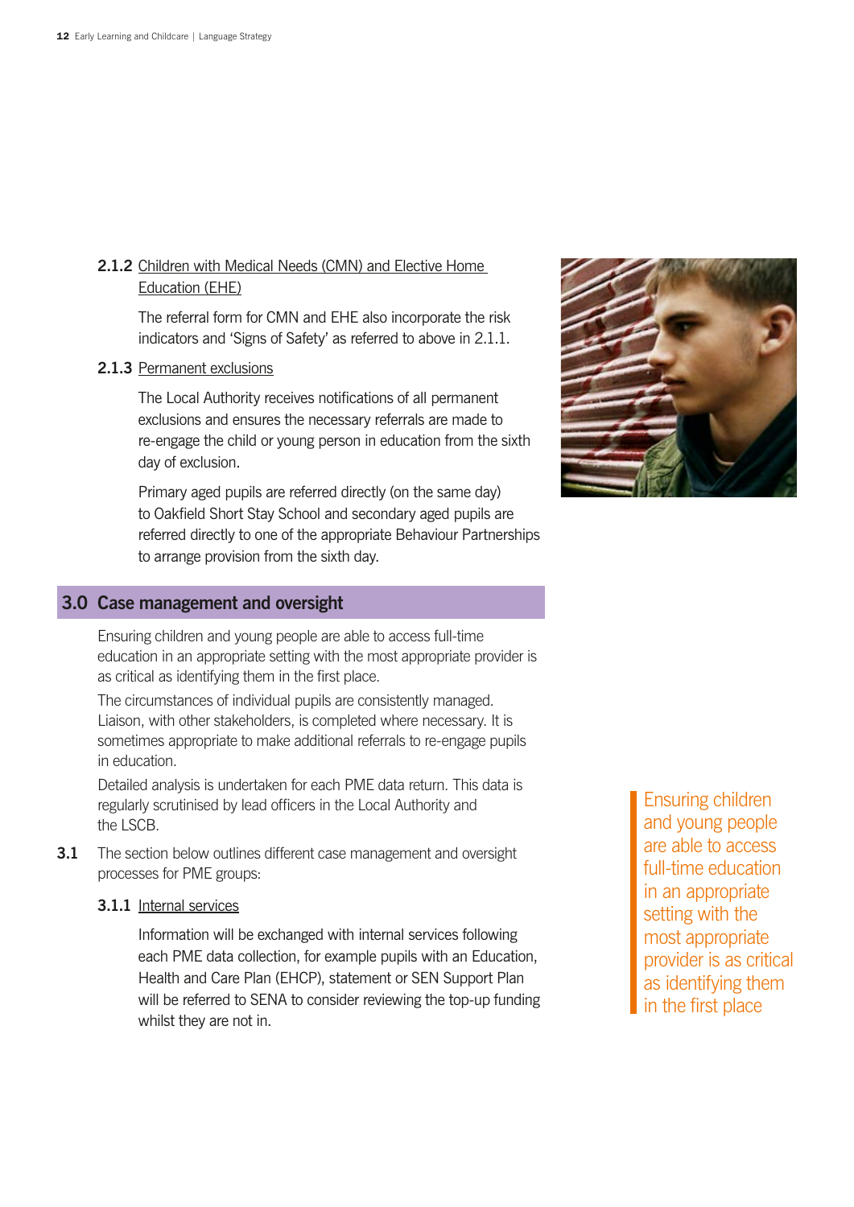#### 2.1.2 Children with Medical Needs (CMN) and Elective Home Education (EHE)

The referral form for CMN and EHE also incorporate the risk indicators and 'Signs of Safety' as referred to above in 2.1.1.

#### 2.1.3 Permanent exclusions

The Local Authority receives notifications of all permanent exclusions and ensures the necessary referrals are made to re-engage the child or young person in education from the sixth day of exclusion.

Primary aged pupils are referred directly (on the same day) to Oakfield Short Stay School and secondary aged pupils are referred directly to one of the appropriate Behaviour Partnerships to arrange provision from the sixth day.

## 3.0 Case management and oversight

Ensuring children and young people are able to access full-time education in an appropriate setting with the most appropriate provider is as critical as identifying them in the first place.

The circumstances of individual pupils are consistently managed. Liaison, with other stakeholders, is completed where necessary. It is sometimes appropriate to make additional referrals to re-engage pupils in education.

Detailed analysis is undertaken for each PME data return. This data is regularly scrutinised by lead officers in the Local Authority and the LSCB.

**3.1** The section below outlines different case management and oversight processes for PME groups:

#### 3.1.1 Internal services

Information will be exchanged with internal services following each PME data collection, for example pupils with an Education, Health and Care Plan (EHCP), statement or SEN Support Plan will be referred to SENA to consider reviewing the top-up funding whilst they are not in.

> Ensuring children and young people are able to access full-time education in an appropriate setting with the most appropriate provider is as critical as identifying them in the first place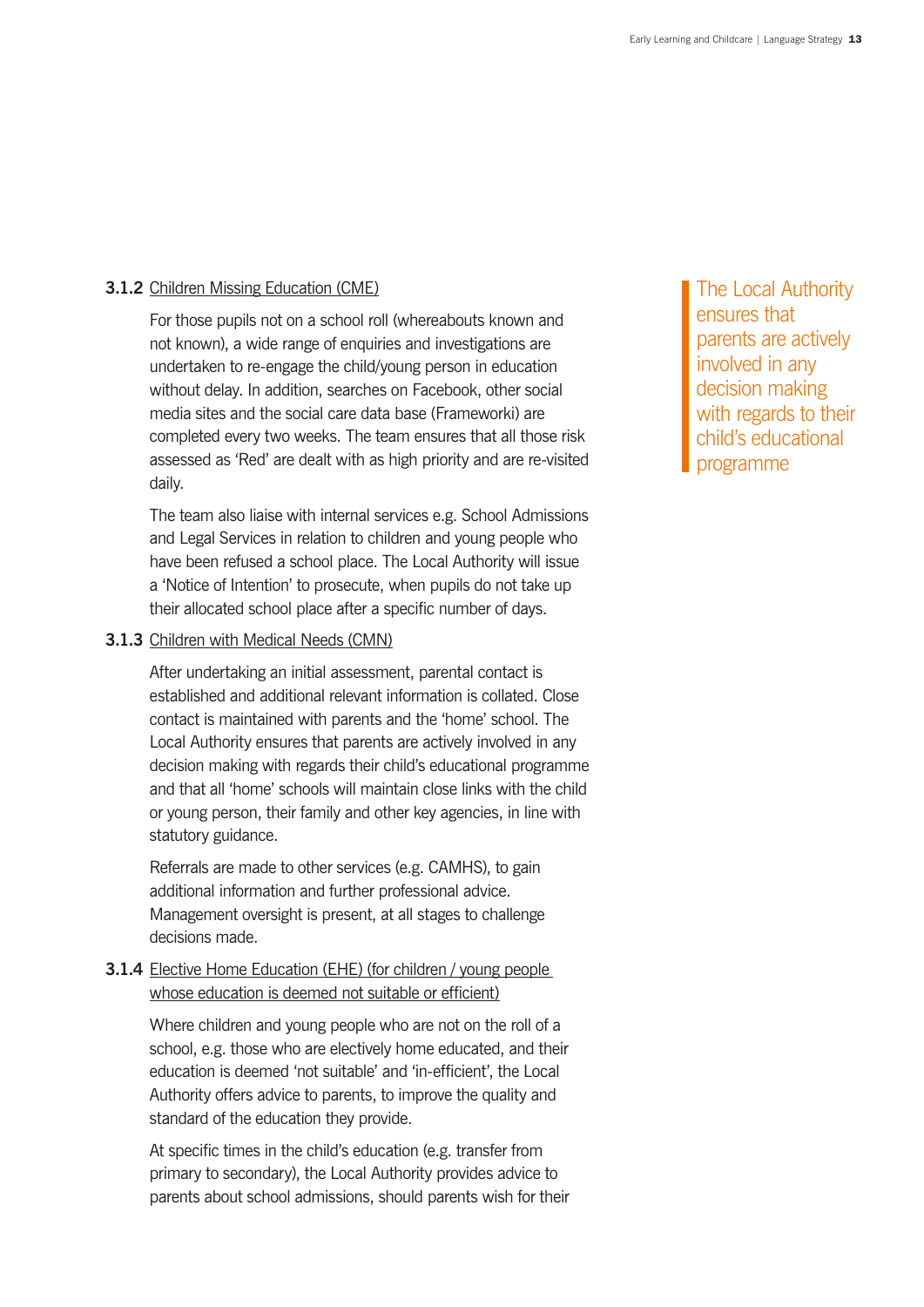**3.1.2** Children Missing Education (CME)

For those pupils not on a school roll (whereabouts known and not known), a wide range of enquiries and investigations are undertaken to re-engage the child/young person in education without delay. In addition, searches on Facebook, other social media sites and the social care data base (Frameworki) are completed every two weeks. The team ensures that all those risk assessed as 'Red' are dealt with as high priority and are re-visited daily.

The team also liaise with internal services e.g. School Admissions and Legal Services in relation to children and young people who have been refused a school place. The Local Authority will issue a 'Notice of Intention' to prosecute, when pupils do not take up their allocated school place after a specific number of days.

**3.1.3** Children with Medical Needs (CMN)

After undertaking an initial assessment, parental contact is established and additional relevant information is collated. Close contact is maintained with parents and the 'home' school. The Local Authority ensures that parents are actively involved in any decision making with regards their child's educational programme and that all 'home' schools will maintain close links with the child or young person, their family and other key agencies, in line with statutory guidance.

Referrals are made to other services (e.g. CAMHS), to gain additional information and further professional advice. Management oversight is present, at all stages to challenge decisions made.

**3.1.4** Elective Home Education (EHE) (for children / young people whose education is deemed not suitable or efficient)

Where children and young people who are not on the roll of a school, e.g. those who are electively home educated, and their education is deemed 'not suitable' and 'in-efficient', the Local Authority offers advice to parents, to improve the quality and standard of the education they provide.

At specific times in the child's education (e.g. transfer from primary to secondary), the Local Authority provides advice to parents about school admissions, should parents wish for their

> The Local Authority ensures that parents are actively involved in any decision making with regards to their child's educational programme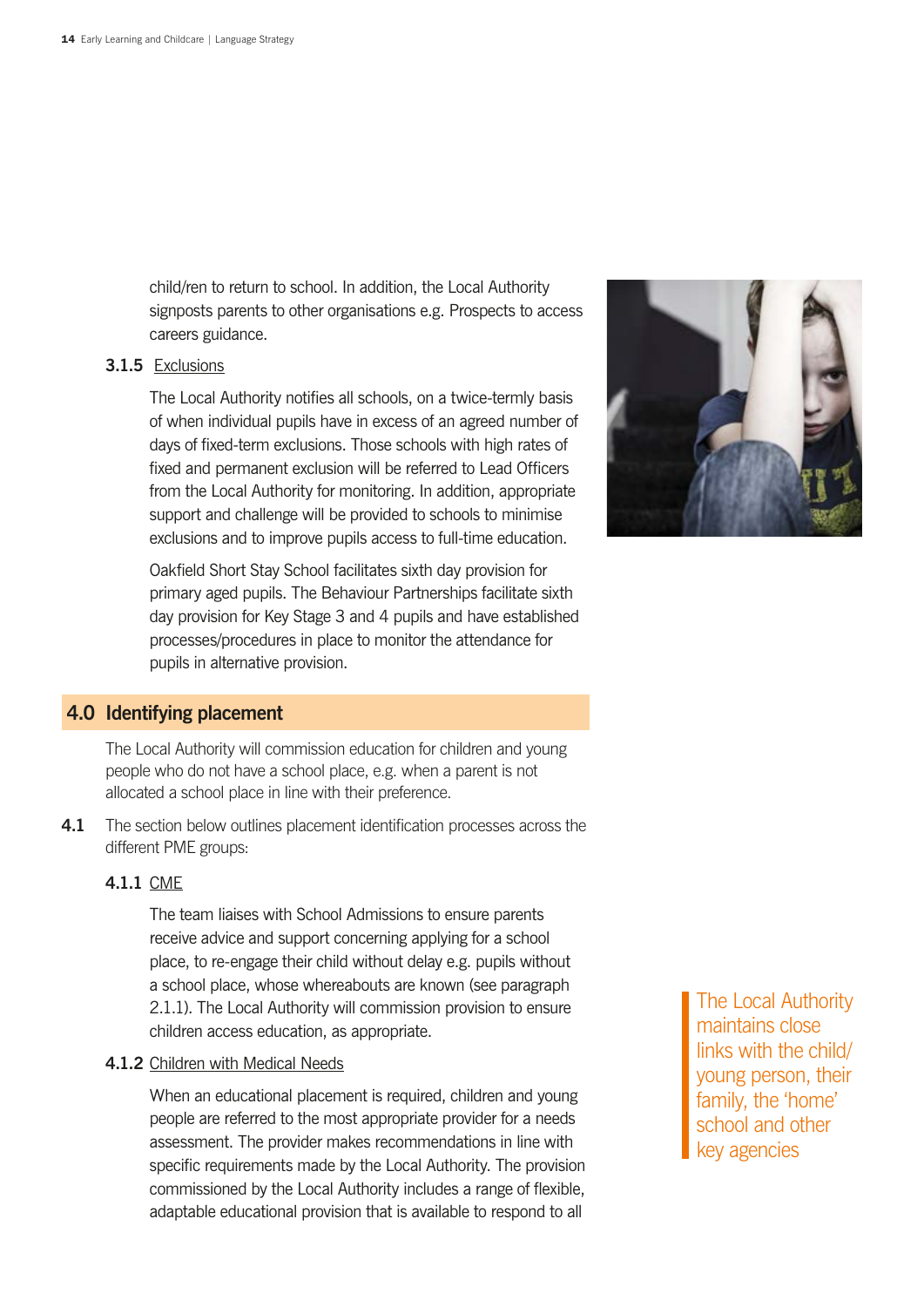child/ren to return to school. In addition, the Local Authority signposts parents to other organisations e.g. Prospects to access careers guidance.

**3.1.5** Exclusions

The Local Authority notifies all schools, on a twice-termly basis of when individual pupils have in excess of an agreed number of days of fixed-term exclusions. Those schools with high rates of fixed and permanent exclusion will be referred to Lead Officers from the Local Authority for monitoring. In addition, appropriate support and challenge will be provided to schools to minimise exclusions and to improve pupils access to full-time education.

Oakfield Short Stay School facilitates sixth day provision for primary aged pupils. The Behaviour Partnerships facilitate sixth day provision for Key Stage 3 and 4 pupils and have established processes/procedures in place to monitor the attendance for pupils in alternative provision.

## 4.0 Identifying placement

The Local Authority will commission education for children and young people who do not have a school place, e.g. when a parent is not allocated a school place in line with their preference.

**4.1** The section below outlines placement identification processes across the different PME groups:

**4.1.1** CME

The team liaises with School Admissions to ensure parents receive advice and support concerning applying for a school place, to re-engage their child without delay e.g. pupils without a school place, whose whereabouts are known (see paragraph 2.1.1). The Local Authority will commission provision to ensure children access education, as appropriate.

**4.1.2** Children with Medical Needs

When an educational placement is required, children and young people are referred to the most appropriate provider for a needs assessment. The provider makes recommendations in line with specific requirements made by the Local Authority. The provision commissioned by the Local Authority includes a range of flexible, adaptable educational provision that is available to respond to all

> The Local Authority maintains close links with the child/young person, their family, the 'home' school and other key agencies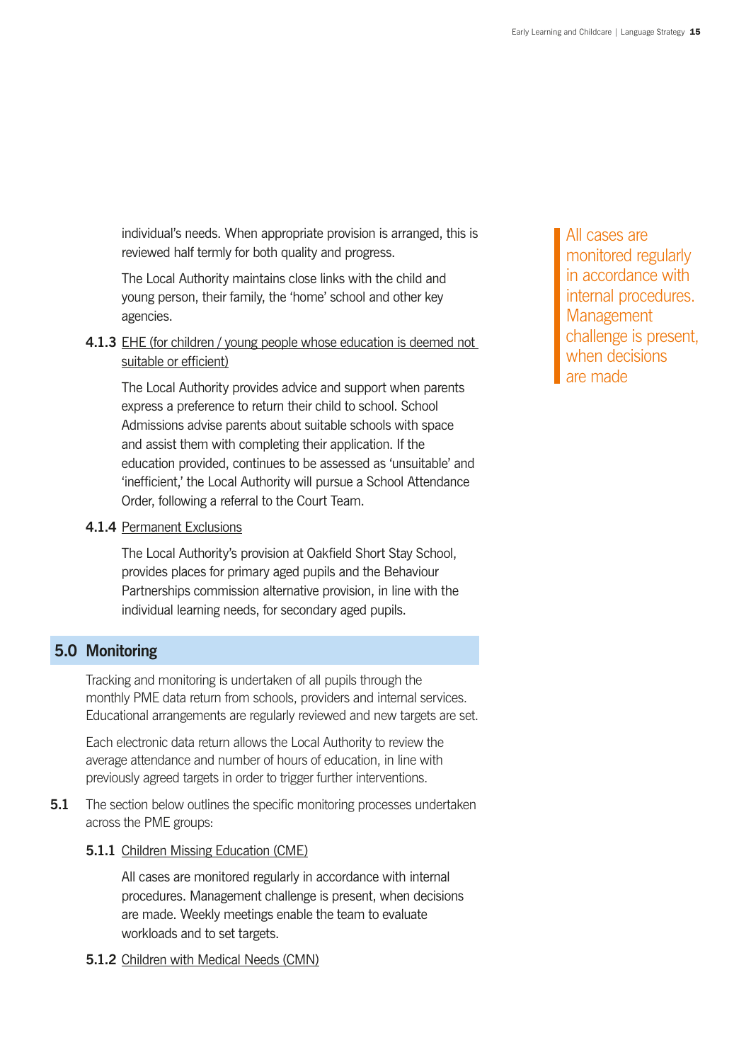individual's needs. When appropriate provision is arranged, this is reviewed half termly for both quality and progress.

The Local Authority maintains close links with the child and young person, their family, the 'home' school and other key agencies.

**4.1.3** EHE (for children / young people whose education is deemed not suitable or efficient)

The Local Authority provides advice and support when parents express a preference to return their child to school. School Admissions advise parents about suitable schools with space and assist them with completing their application. If the education provided, continues to be assessed as 'unsuitable' and 'inefficient,' the Local Authority will pursue a School Attendance Order, following a referral to the Court Team.

**4.1.4** Permanent Exclusions

The Local Authority's provision at Oakfield Short Stay School, provides places for primary aged pupils and the Behaviour Partnerships commission alternative provision, in line with the individual learning needs, for secondary aged pupils.

## 5.0 Monitoring

Tracking and monitoring is undertaken of all pupils through the monthly PME data return from schools, providers and internal services. Educational arrangements are regularly reviewed and new targets are set.

Each electronic data return allows the Local Authority to review the average attendance and number of hours of education, in line with previously agreed targets in order to trigger further interventions.

**5.1** The section below outlines the specific monitoring processes undertaken across the PME groups:

**5.1.1** Children Missing Education (CME)

All cases are monitored regularly in accordance with internal procedures. Management challenge is present, when decisions are made. Weekly meetings enable the team to evaluate workloads and to set targets.

**5.1.2** Children with Medical Needs (CMN)

> All cases are monitored regularly in accordance with internal procedures. Management challenge is present, when decisions are made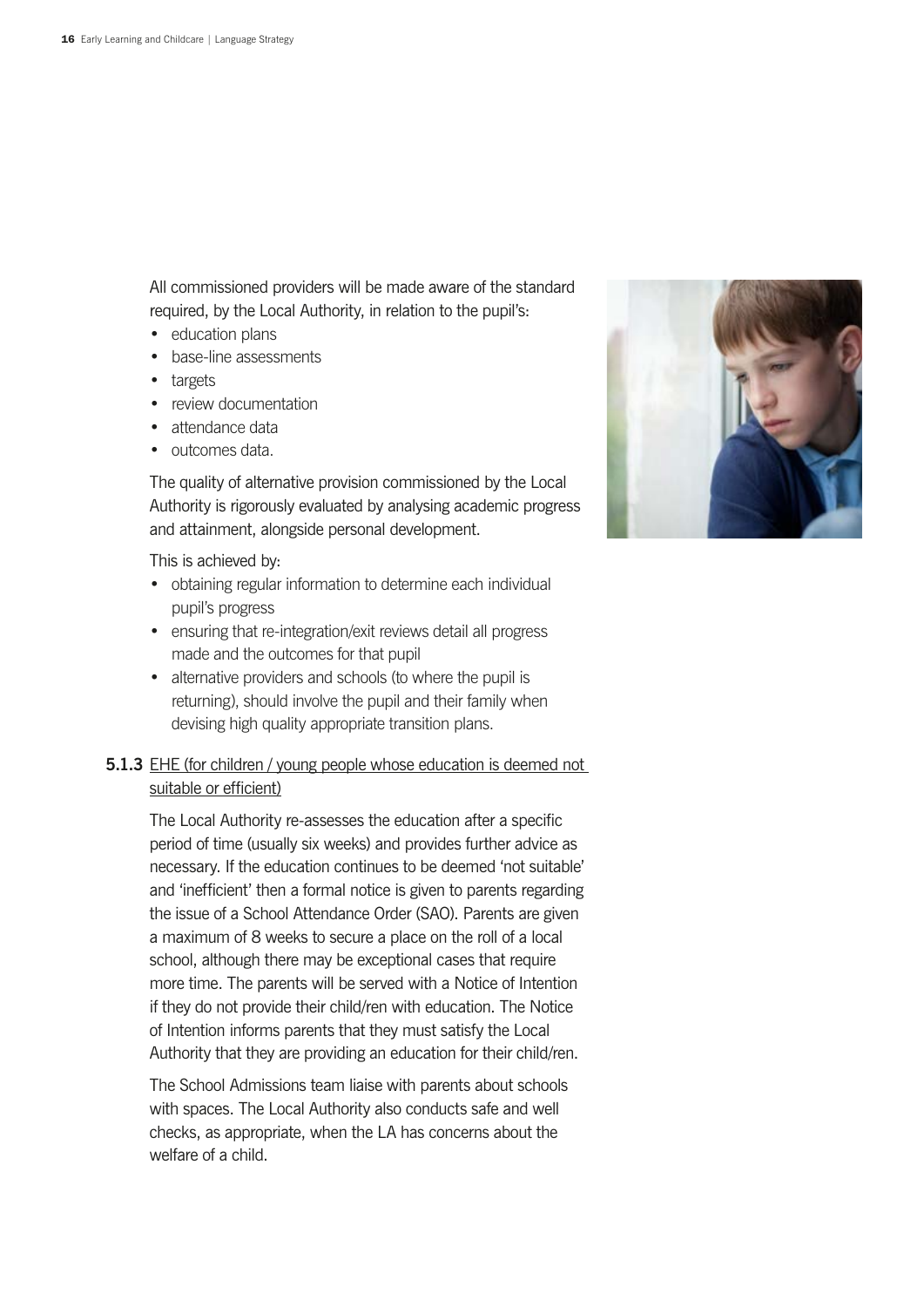All commissioned providers will be made aware of the standard required, by the Local Authority, in relation to the pupil's:

- education plans
- base-line assessments
- targets
- review documentation
- attendance data
- outcomes data.

The quality of alternative provision commissioned by the Local Authority is rigorously evaluated by analysing academic progress and attainment, alongside personal development.

This is achieved by:

- obtaining regular information to determine each individual pupil's progress
- ensuring that re-integration/exit reviews detail all progress made and the outcomes for that pupil
- alternative providers and schools (to where the pupil is returning), should involve the pupil and their family when devising high quality appropriate transition plans.

#### **5.1.3** EHE (for children / young people whose education is deemed not suitable or efficient)

The Local Authority re-assesses the education after a specific period of time (usually six weeks) and provides further advice as necessary. If the education continues to be deemed 'not suitable' and 'inefficient' then a formal notice is given to parents regarding the issue of a School Attendance Order (SAO). Parents are given a maximum of 8 weeks to secure a place on the roll of a local school, although there may be exceptional cases that require more time. The parents will be served with a Notice of Intention if they do not provide their child/ren with education. The Notice of Intention informs parents that they must satisfy the Local Authority that they are providing an education for their child/ren.

The School Admissions team liaise with parents about schools with spaces. The Local Authority also conducts safe and well checks, as appropriate, when the LA has concerns about the welfare of a child.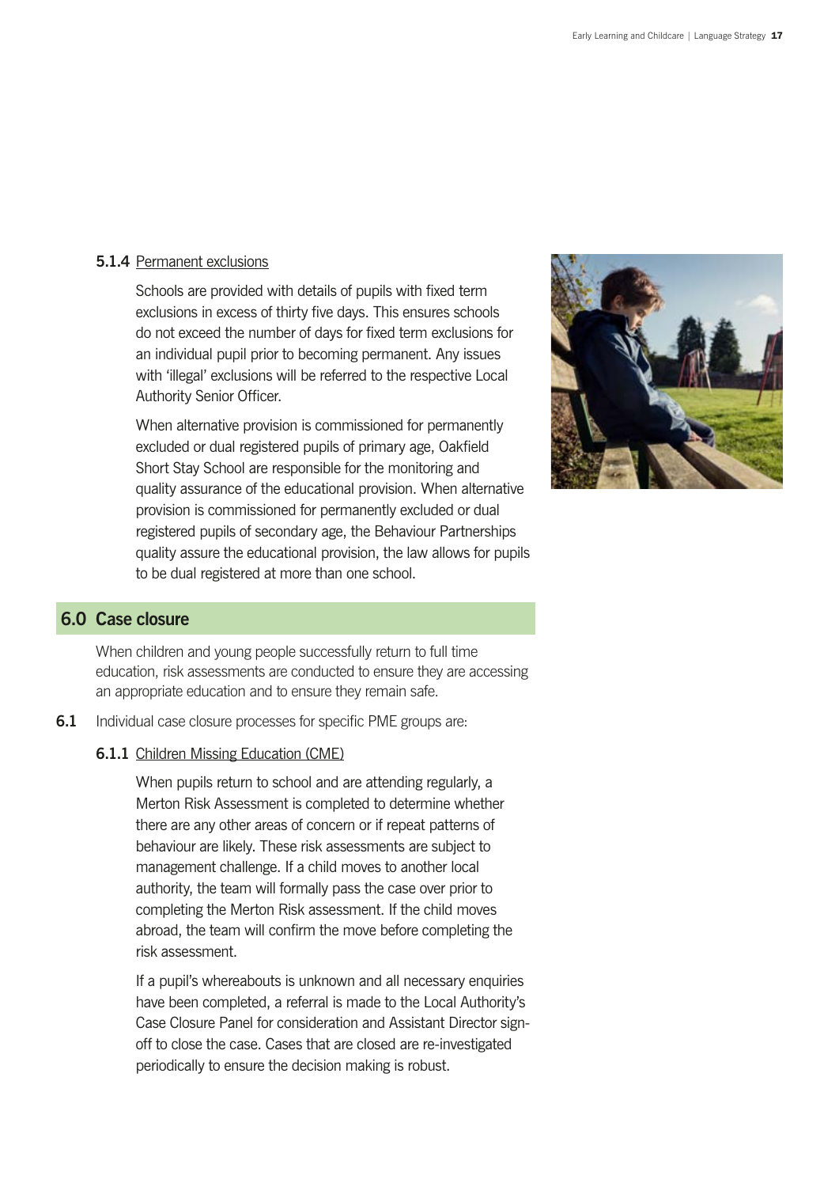**5.1.4** Permanent exclusions

Schools are provided with details of pupils with fixed term exclusions in excess of thirty five days. This ensures schools do not exceed the number of days for fixed term exclusions for an individual pupil prior to becoming permanent. Any issues with 'illegal' exclusions will be referred to the respective Local Authority Senior Officer.

When alternative provision is commissioned for permanently excluded or dual registered pupils of primary age, Oakfield Short Stay School are responsible for the monitoring and quality assurance of the educational provision. When alternative provision is commissioned for permanently excluded or dual registered pupils of secondary age, the Behaviour Partnerships quality assure the educational provision, the law allows for pupils to be dual registered at more than one school.

## 6.0 Case closure

When children and young people successfully return to full time education, risk assessments are conducted to ensure they are accessing an appropriate education and to ensure they remain safe.

**6.1** Individual case closure processes for specific PME groups are:

**6.1.1** Children Missing Education (CME)

When pupils return to school and are attending regularly, a Merton Risk Assessment is completed to determine whether there are any other areas of concern or if repeat patterns of behaviour are likely. These risk assessments are subject to management challenge. If a child moves to another local authority, the team will formally pass the case over prior to completing the Merton Risk assessment. If the child moves abroad, the team will confirm the move before completing the risk assessment.

If a pupil's whereabouts is unknown and all necessary enquiries have been completed, a referral is made to the Local Authority's Case Closure Panel for consideration and Assistant Director sign-off to close the case. Cases that are closed are re-investigated periodically to ensure the decision making is robust.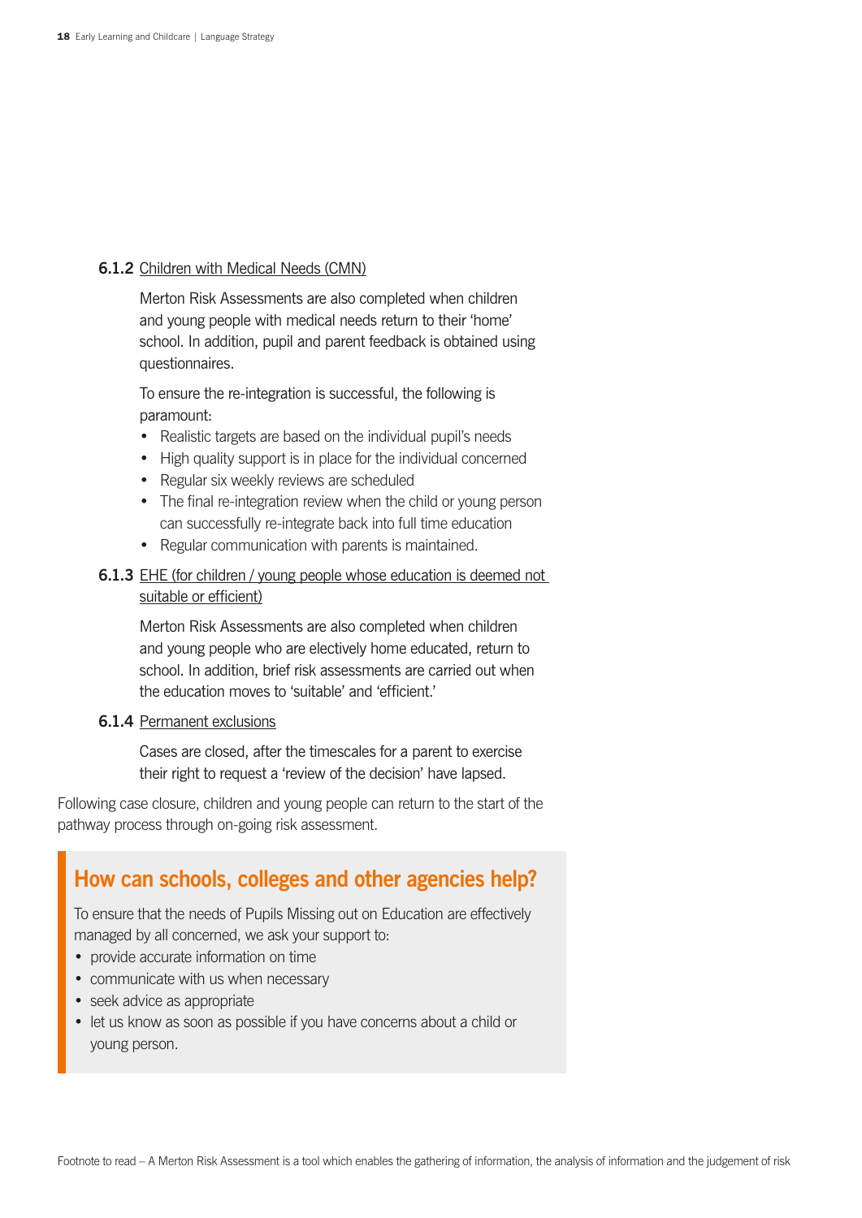**6.1.2** Children with Medical Needs (CMN)

Merton Risk Assessments are also completed when children and young people with medical needs return to their 'home' school. In addition, pupil and parent feedback is obtained using questionnaires.

To ensure the re-integration is successful, the following is paramount:

- Realistic targets are based on the individual pupil's needs
- High quality support is in place for the individual concerned
- Regular six weekly reviews are scheduled
- The final re-integration review when the child or young person can successfully re-integrate back into full time education
- Regular communication with parents is maintained.

**6.1.3** EHE (for children / young people whose education is deemed not suitable or efficient)

Merton Risk Assessments are also completed when children and young people who are electively home educated, return to school. In addition, brief risk assessments are carried out when the education moves to 'suitable' and 'efficient.'

**6.1.4** Permanent exclusions

Cases are closed, after the timescales for a parent to exercise their right to request a 'review of the decision' have lapsed.

Following case closure, children and young people can return to the start of the pathway process through on-going risk assessment.

## How can schools, colleges and other agencies help?

To ensure that the needs of Pupils Missing out on Education are effectively managed by all concerned, we ask your support to:

- provide accurate information on time
- communicate with us when necessary
- seek advice as appropriate
- let us know as soon as possible if you have concerns about a child or young person.

Footnote to read – A Merton Risk Assessment is a tool which enables the gathering of information, the analysis of information and the judgement of risk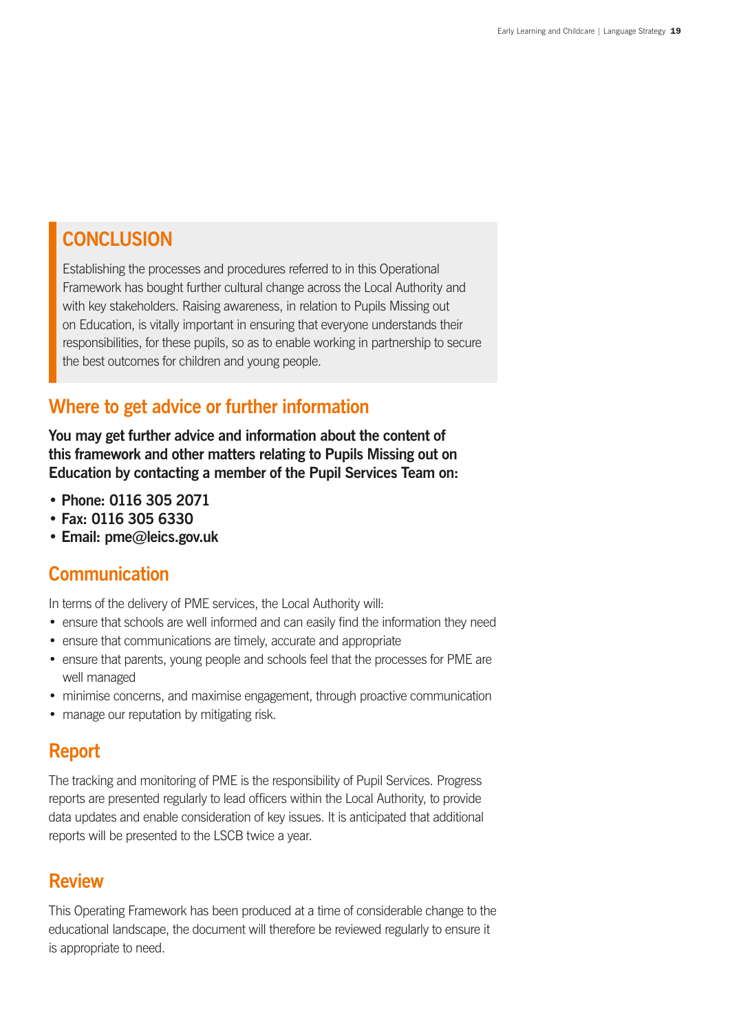## CONCLUSION

Establishing the processes and procedures referred to in this Operational Framework has bought further cultural change across the Local Authority and with key stakeholders. Raising awareness, in relation to Pupils Missing out on Education, is vitally important in ensuring that everyone understands their responsibilities, for these pupils, so as to enable working in partnership to secure the best outcomes for children and young people.

## Where to get advice or further information

**You may get further advice and information about the content of this framework and other matters relating to Pupils Missing out on Education by contacting a member of the Pupil Services Team on:**

- **Phone: 0116 305 2071**
- **Fax: 0116 305 6330**
- **Email: pme@leics.gov.uk**

## Communication

In terms of the delivery of PME services, the Local Authority will:

- ensure that schools are well informed and can easily find the information they need
- ensure that communications are timely, accurate and appropriate
- ensure that parents, young people and schools feel that the processes for PME are well managed
- minimise concerns, and maximise engagement, through proactive communication
- manage our reputation by mitigating risk.

## Report

The tracking and monitoring of PME is the responsibility of Pupil Services. Progress reports are presented regularly to lead officers within the Local Authority, to provide data updates and enable consideration of key issues. It is anticipated that additional reports will be presented to the LSCB twice a year.

## Review

This Operating Framework has been produced at a time of considerable change to the educational landscape, the document will therefore be reviewed regularly to ensure it is appropriate to need.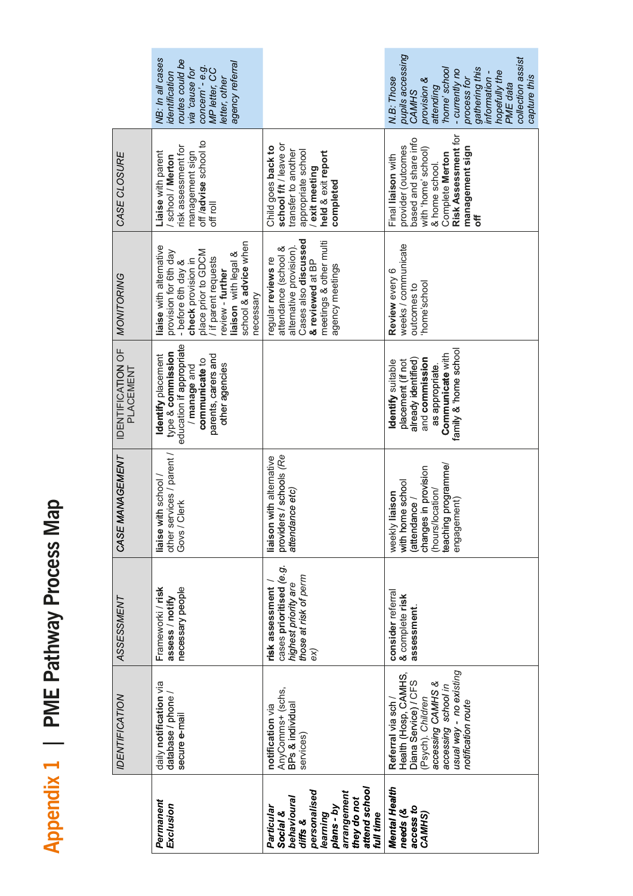# Appendix 1 | PME Pathway Process Map

| | *IDENTIFICATION* | *ASSESSMENT* | *CASE MANAGEMENT* | IDENTIFICATION OF PLACEMENT | *MONITORING* | *CASE CLOSURE* | |
|---|---|---|---|---|---|---|---|
| ***Permanent Exclusion*** | daily **notification** via database / phone / secure e-mail | Frameworki / **risk assess / notify** necessary people | **liaise** with school / other services / parent / Govs / Clerk | **Identify** placement type & **commission** education if appropriate / **manage** and **communicate** to parents, carers and other agencies | **liaise** with alternative provision for 6th day - before 6th day & **check** provision in place prior to GDCM / if parent requests review - **further liaison** with legal & school & **advice** when necessary | **Liaise** with parent / school / **Merton** risk assessment for management sign off /**advise** school to off roll | *NB: In all cases identification routes could be via 'cause for concern' - e.g. MP letter, CC letter, other agency referral* |
| ***Particular Social & behavioural diffs & personalised learning plans - by arrangement they do not attend school full time*** | **notification** via AnyComms+ (schs, BPs & individual services) | **risk assessment** / cases **prioritised** *(e.g. highest priority are those at risk of perm ex)* | **liaison** with alternative providers / schools *(Re attendance etc)* | | regular **reviews** re attendance (school & alternative provision). Cases also **discussed & reviewed** at BP meetings & other multi agency meetings | Child goes **back to school f/t** / leave or transfer to another appropriate school / **exit meeting held** & exit **report completed** | |
| ***Mental Health needs (& access to CAMHS)*** | **Referral** via sch / Health (Hosp, CAMHS, Diana Service) / CFS (Psych). *Children accessing CAMHS & accessing school in usual way - no existing notification route* | **consider** referral & complete **risk assessment**. | weekly **liaison** with home school (attendance / changes in provision (hours/location/ teaching programme/ engagement) | **Identify** suitable placement (if not already **identified**) and **commission** as appropriate. **Communicate** with family & 'home school | **Review** every 6 weeks / communicate outcomes to 'home'school | Final **liaison** with provider (outcomes based and share info with 'home' school) & home school. Complete **Merton Risk Assessment** for **management sign off** | *N.B: Those pupils accessing CAMHS provision & attending 'home' school - currently no process for gathering this information - hopefully the PME data collection assist capture this* |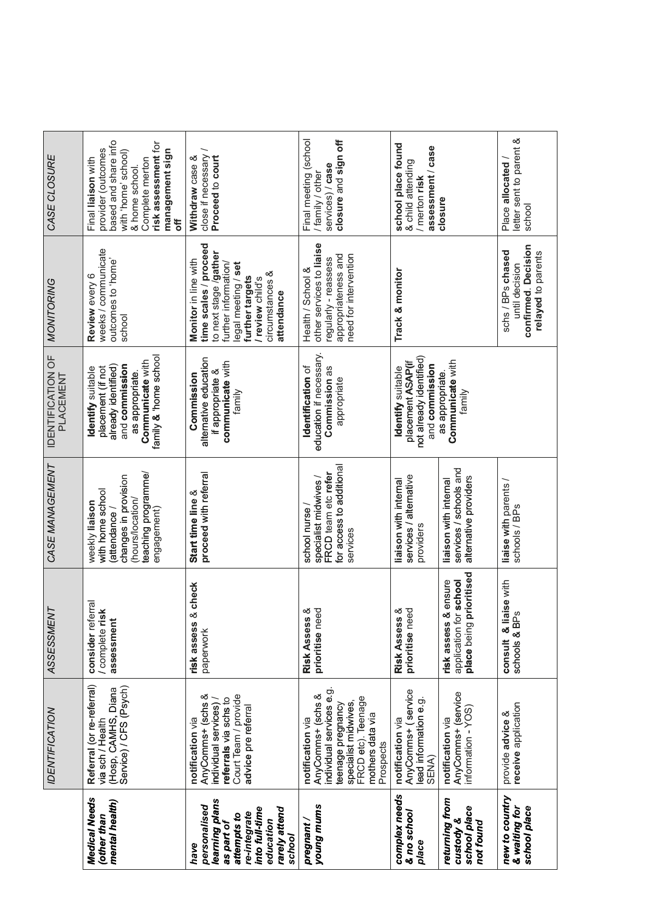| | IDENTIFICATION | ASSESSMENT | CASE MANAGEMENT | IDENTIFICATION OF PLACEMENT | MONITORING | CASE CLOSURE |
|---|---|---|---|---|---|---|
| ***Medical Needs (other than mental health)*** | **Referral** (or re-referral) via sch / Health (Hosp, CAMHS, Diana Service) / CFS (Psych) | **consider** referral / complete **risk assessment** | weekly **liaison** with home school (attendance / changes in provision (hours/location/ teaching programme/ engagement) | **Identify** suitable placement (if not already identified) and **commission** as appropriate. **Communicate** with family **&** 'home school | **Review** every 6 weeks / communicate outcomes to 'home' school | Final **liaison** with provider (outcomes based and share info with 'home' school) & home school. Complete merton **risk assessment** for **management sign off** |
| ***have personalised learning plans as part of attempts to re-integrate into full-time education rarely attend school*** | **notification** via AnyComms+ (schs & individual services) / **referrals** via schs to Court Team / provide **advice** pre referral | **risk assess** & **check** paperwork | **Start time line** & **proceed** with referral | **Commission** alternative education if appropriate & **communicate** with family | **Monitor** in line with **time scales / proceed** to next stage /**gather** further information/ legal meeting / **set further targets / review** child's circumstances & **attendance** | **Withdraw** case & close if necessary / **Proceed to court** |
| ***pregnant / young mums*** | **notification** via AnyComms+ (schs & individual services e.g. teenage pregnancy specialist midwives, FRCD etc). Teenage mothers data via Prospects | **Risk Assess** & **prioritise** need | school nurse / specialist midwives / FRCD team etc **refer** for access to additional services | **Identification** of education if necessary. **Commission** as appropriate | Health / School & other services to **liaise** regularly - reassess appropriateness and need for intervention | Final meeting (school / family / other services) / **case closure** and **sign off** |
| ***complex needs & no school place*** | **notification** via AnyComms+ ( service lead information e.g. SENA) | **Risk Assess** & **prioritise** need | **liaison** with internal services / alternative providers | **Identify** suitable placement **ASAP(if not already identified)** and **commission** as appropriate. **Communicate** with family | **Track & monitor** | **school place found** & child attending / merton **risk assessment / case closure** |
| ***returning from custody & school place not found*** | **notification** via AnyComms+ (service information - YOS) | **risk assess & ensure** application for **school place** being **prioritised** | **liaison** with internal services / schools and alternative providers | | | |
| ***new to country & waiting for school place*** | provide **advice** & **receive** application | **consult & liaise** with schools & BPs | **liaise** with parents / schools / BPs | | schs / BPs **chased** until decision **confirmed. Decision relayed** to parents | Place **allocated** / letter sent to parent & school |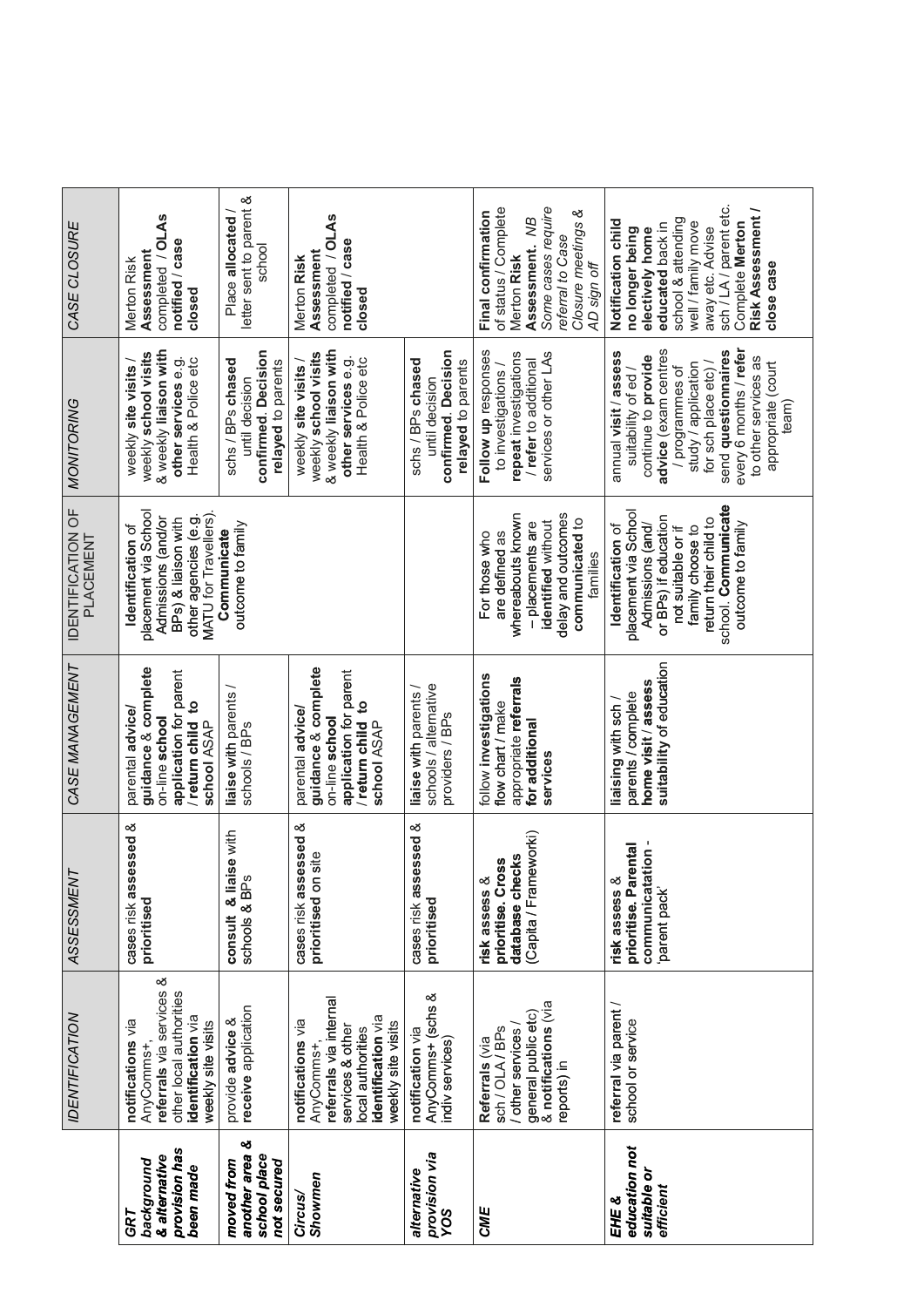| | *IDENTIFICATION* | *ASSESSMENT* | *CASE MANAGEMENT* | *IDENTIFICATION OF PLACEMENT* | *MONITORING* | *CASE CLOSURE* |
|---|---|---|---|---|---|---|
| ***GRT background & alternative provision has been made*** | **notifications** via AnyComms+, **referrals** via services & other local authorities **identification** via weekly site visits | cases risk **assessed & prioritised** | parental **advice/ guidance & complete** on-line **school application** for parent / **return child to school** ASAP | **Identification** of placement via School Admissions (and/or BPs) & liaison with other agencies (e.g. MATU for Travellers). **Communicate** outcome to family | weekly **site visits** / weekly **school visits** & weekly **liaison with other services** e.g. Health & Police etc | Merton Risk **Assessment** completed / **OLAs notified** / **case closed** |
| ***moved from another area & school place not secured*** | provide **advice** & **receive** application | **consult & liaise** with schools & BPs | **liaise** with parents / schools / BPs | | schs / BPs **chased** until decision **confirmed. Decision relayed** to parents | Place **allocated** / letter sent to parent & school |
| ***Circus/ Showmen*** | **notifications** via AnyComms+, **referrals** via internal services & other local authorities **identification** via weekly site visits | cases risk **assessed & prioritised** on site | parental **advice/ guidance & complete** on-line **school application** for parent / **return child to school** ASAP | | weekly **site visits** / weekly **school visits** & weekly **liaison with other services** e.g. Health & Police etc | Merton **Risk Assessment** completed / **OLAs notified** / **case closed** |
| ***alternative provision via YOS*** | **notification** via AnyComms+ (schs & indiv services) | cases risk **assessed & prioritised** | **liaise** with parents / schools / alternative providers / BPs | | schs / BPs **chased** until decision **confirmed. Decision relayed** to parents | |
| ***CME*** | **Referrals** (via sch / OLA / BPs / other services / general public etc) & **notifications** (via reports) in | **risk assess & prioritise. Cross database checks** (Capita / Frameworki) | follow **investigations** flow chart / make appropriate **referrals for additional services** | For those who are defined as whereabouts known – placements are **identified** without delay and outcomes **communicated** to families | **Follow up** responses to investigations / **repeat** investigations / **refer** to additional services or other LAs | **Final confirmation** of status / Complete Merton **Risk Assessment.** *NB Some cases require referral to Case Closure meetings & AD sign off* |
| ***EHE & education not suitable or efficient*** | referral via parent / school or service | **risk assess & prioritise. Parental communicatation** - 'parent pack' | liaising with sch / parents / complete **home visit / assess suitability of education** | **Identification** of placement via School Admissions (and/ or BPs) if education not suitable or if family choose to return their child to school. **Communicate** outcome to family | annual **visit / assess** suitability of ed / continue to **provide advice** (exam centres / programmes of study / application for sch place etc) / send **questionnaires** every 6 months / **refer** to other services as appropriate (court team) | **Notification child no longer being electively home educated** back in school & attending well / family move away etc. Advise sch / LA / parent etc. Complete **Merton Risk Assessment / close case** |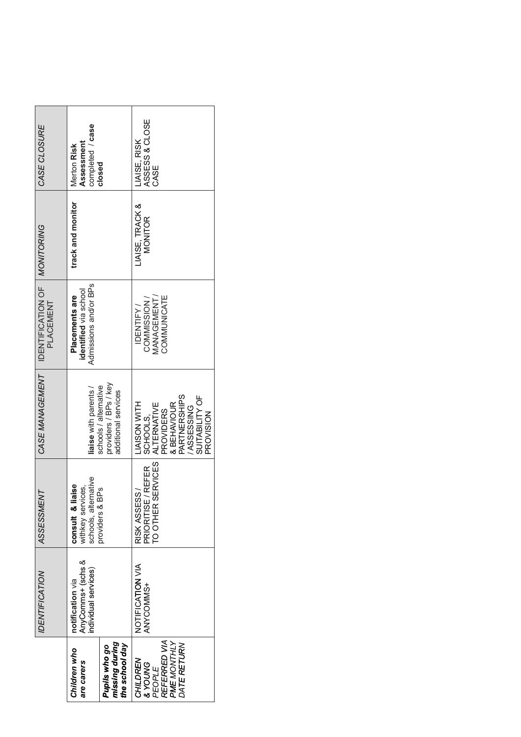| | IDENTIFICATION | ASSESSMENT | CASE MANAGEMENT | IDENTIFICATION OF PLACEMENT | MONITORING | CASE CLOSURE |
|---|---|---|---|---|---|---|
| ***Children who are carers*** / ***Pupils who go missing during the school day*** | **notification** via AnyComms+ (schs & individual services) | **consult & liaise** withkey services, schools, alternative providers & BPs | **liaise** with parents / schools / alternative providers / BPs / key additional services | **Placements are identified** via school Admissions and/or BPs | **track and monitor** | Merton **Risk Assessment** completed / **case closed** |
| *CHILDREN & YOUNG PEOPLE REFERRED VIA PME MONTHLY DATE RETURN* | NOTIFICATION VIA ANYCOMMS+ | RISK ASSESS / PRIORITISE / REFER TO OTHER SERVICES | LIAISON WITH SCHOOLS, ALTERNATIVE PROVIDERS & BEHAVIOUR PARTNERSHIPS / ASSESSING SUITABILITY OF PROVISION | IDENTIFY / COMMISSION / MANAGEMENT / COMMUNICATE | LIAISE, TRACK & MONITOR | LIAISE, RISK ASSESS & CLOSE CASE |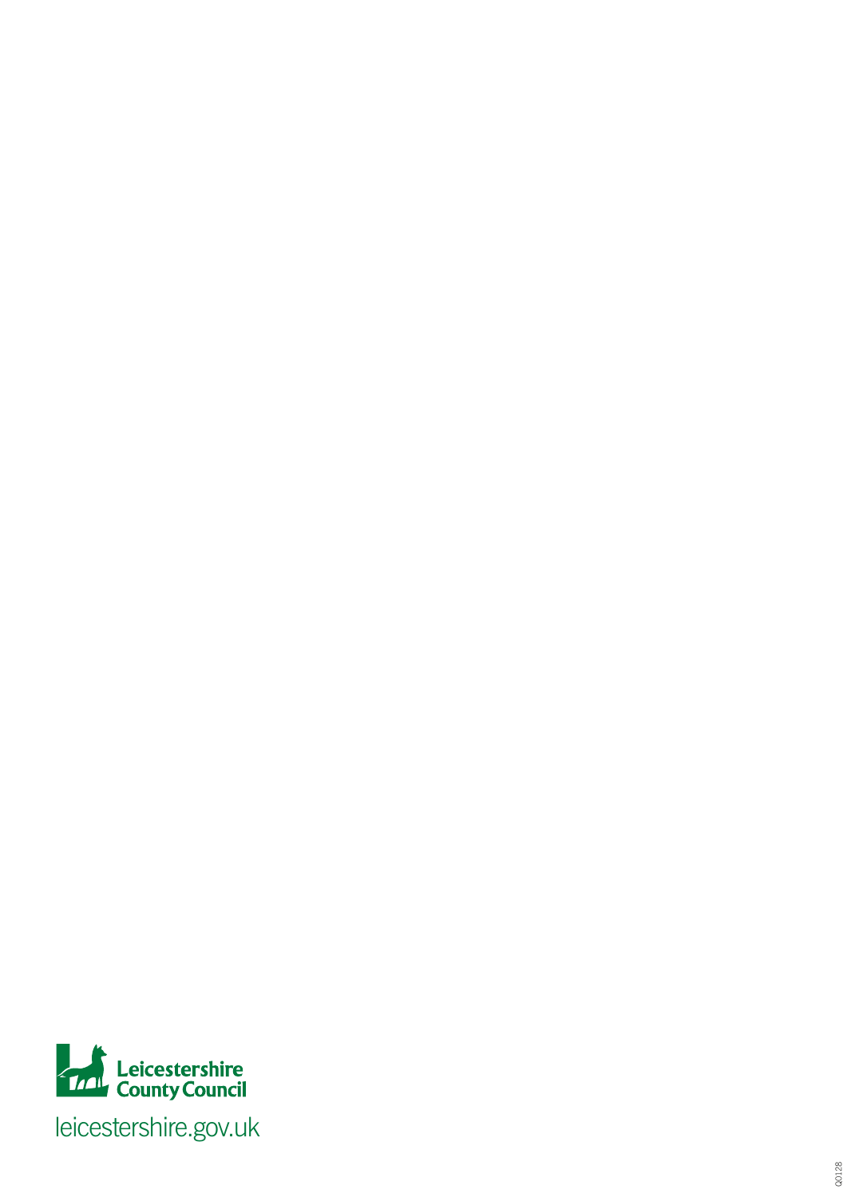Leicestershire County Council

leicestershire.gov.uk

Q0128